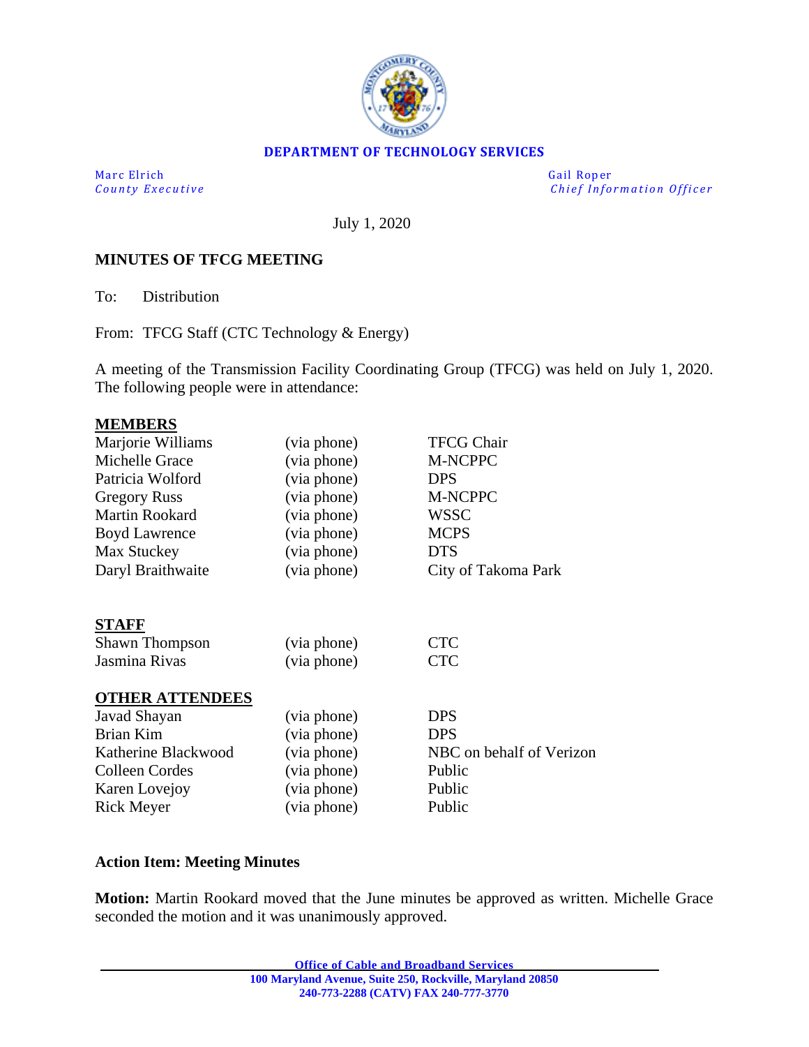**DEPARTMENT OF TECHNOLOGY SERVICES**

| | |
|---|---|
| Marc Elrich<br>*County Executive* | Gail Roper<br>*Chief Information Officer* |

July 1, 2020

**MINUTES OF TFCG MEETING**

To: Distribution

From: TFCG Staff (CTC Technology & Energy)

A meeting of the Transmission Facility Coordinating Group (TFCG) was held on July 1, 2020. The following people were in attendance:

**MEMBERS**

| | | |
|---|---|---|
| Marjorie Williams | (via phone) | TFCG Chair |
| Michelle Grace | (via phone) | M-NCPPC |
| Patricia Wolford | (via phone) | DPS |
| Gregory Russ | (via phone) | M-NCPPC |
| Martin Rookard | (via phone) | WSSC |
| Boyd Lawrence | (via phone) | MCPS |
| Max Stuckey | (via phone) | DTS |
| Daryl Braithwaite | (via phone) | City of Takoma Park |

**STAFF**

| | | |
|---|---|---|
| Shawn Thompson | (via phone) | CTC |
| Jasmina Rivas | (via phone) | CTC |

**OTHER ATTENDEES**

| | | |
|---|---|---|
| Javad Shayan | (via phone) | DPS |
| Brian Kim | (via phone) | DPS |
| Katherine Blackwood | (via phone) | NBC on behalf of Verizon |
| Colleen Cordes | (via phone) | Public |
| Karen Lovejoy | (via phone) | Public |
| Rick Meyer | (via phone) | Public |

**Action Item: Meeting Minutes**

**Motion:** Martin Rookard moved that the June minutes be approved as written. Michelle Grace seconded the motion and it was unanimously approved.

Office of Cable and Broadband Services
100 Maryland Avenue, Suite 250, Rockville, Maryland 20850
240-773-2288 (CATV) FAX 240-777-3770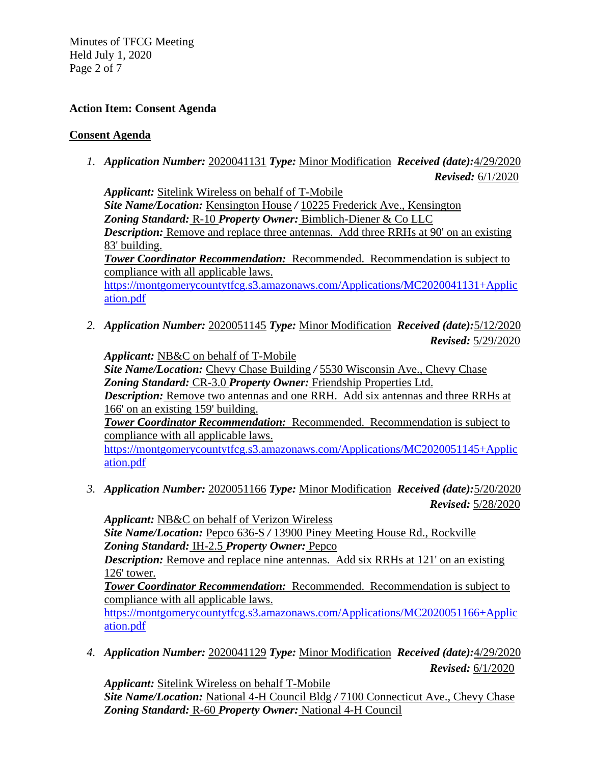**Action Item: Consent Agenda**

**Consent Agenda**

1. ***Application Number:*** 2020041131 ***Type:*** Minor Modification ***Received (date):*** 4/29/2020 ***Revised:*** 6/1/2020

   ***Applicant:*** Sitelink Wireless on behalf of T-Mobile
   ***Site Name/Location:*** Kensington House / 10225 Frederick Ave., Kensington
   ***Zoning Standard:*** R-10 ***Property Owner:*** Bimblich-Diener & Co LLC
   ***Description:*** Remove and replace three antennas. Add three RRHs at 90' on an existing 83' building.
   ***Tower Coordinator Recommendation:*** Recommended. Recommendation is subject to compliance with all applicable laws.
   https://montgomerycountytfcg.s3.amazonaws.com/Applications/MC2020041131+Application.pdf

2. ***Application Number:*** 2020051145 ***Type:*** Minor Modification ***Received (date):*** 5/12/2020 ***Revised:*** 5/29/2020

   ***Applicant:*** NB&C on behalf of T-Mobile
   ***Site Name/Location:*** Chevy Chase Building / 5530 Wisconsin Ave., Chevy Chase
   ***Zoning Standard:*** CR-3.0 ***Property Owner:*** Friendship Properties Ltd.
   ***Description:*** Remove two antennas and one RRH. Add six antennas and three RRHs at 166' on an existing 159' building.
   ***Tower Coordinator Recommendation:*** Recommended. Recommendation is subject to compliance with all applicable laws.
   https://montgomerycountytfcg.s3.amazonaws.com/Applications/MC2020051145+Application.pdf

3. ***Application Number:*** 2020051166 ***Type:*** Minor Modification ***Received (date):*** 5/20/2020 ***Revised:*** 5/28/2020

   ***Applicant:*** NB&C on behalf of Verizon Wireless
   ***Site Name/Location:*** Pepco 636-S / 13900 Piney Meeting House Rd., Rockville
   ***Zoning Standard:*** IH-2.5 ***Property Owner:*** Pepco
   ***Description:*** Remove and replace nine antennas. Add six RRHs at 121' on an existing 126' tower.
   ***Tower Coordinator Recommendation:*** Recommended. Recommendation is subject to compliance with all applicable laws.
   https://montgomerycountytfcg.s3.amazonaws.com/Applications/MC2020051166+Application.pdf

4. ***Application Number:*** 2020041129 ***Type:*** Minor Modification ***Received (date):*** 4/29/2020 ***Revised:*** 6/1/2020

   ***Applicant:*** Sitelink Wireless on behalf T-Mobile
   ***Site Name/Location:*** National 4-H Council Bldg / 7100 Connecticut Ave., Chevy Chase
   ***Zoning Standard:*** R-60 ***Property Owner:*** National 4-H Council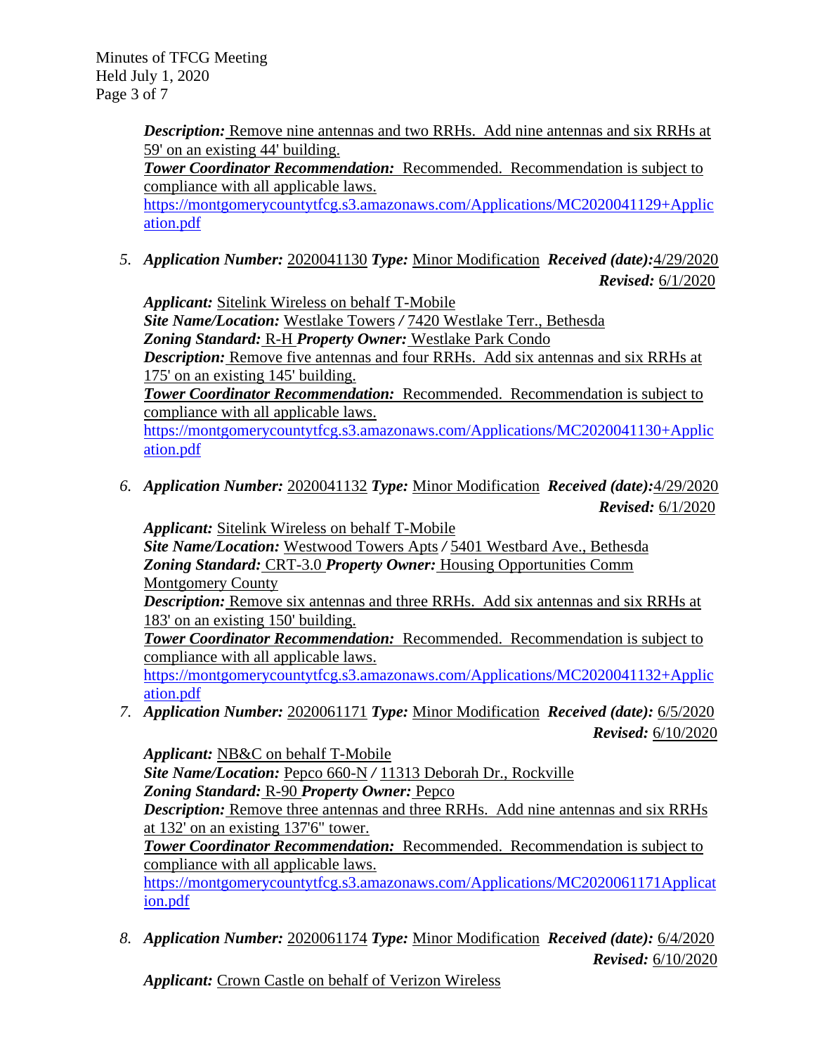***Description:*** Remove nine antennas and two RRHs. Add nine antennas and six RRHs at 59' on an existing 44' building.
***Tower Coordinator Recommendation:*** Recommended. Recommendation is subject to compliance with all applicable laws.
https://montgomerycountytfcg.s3.amazonaws.com/Applications/MC2020041129+Application.pdf

5. ***Application Number:*** 2020041130 ***Type:*** Minor Modification ***Received (date):*** 4/29/2020 ***Revised:*** 6/1/2020

   ***Applicant:*** Sitelink Wireless on behalf T-Mobile
   ***Site Name/Location:*** Westlake Towers / 7420 Westlake Terr., Bethesda
   ***Zoning Standard:*** R-H ***Property Owner:*** Westlake Park Condo
   ***Description:*** Remove five antennas and four RRHs. Add six antennas and six RRHs at 175' on an existing 145' building.
   ***Tower Coordinator Recommendation:*** Recommended. Recommendation is subject to compliance with all applicable laws.
   https://montgomerycountytfcg.s3.amazonaws.com/Applications/MC2020041130+Application.pdf

6. ***Application Number:*** 2020041132 ***Type:*** Minor Modification ***Received (date):*** 4/29/2020 ***Revised:*** 6/1/2020

   ***Applicant:*** Sitelink Wireless on behalf T-Mobile
   ***Site Name/Location:*** Westwood Towers Apts / 5401 Westbard Ave., Bethesda
   ***Zoning Standard:*** CRT-3.0 ***Property Owner:*** Housing Opportunities Comm Montgomery County
   ***Description:*** Remove six antennas and three RRHs. Add six antennas and six RRHs at 183' on an existing 150' building.
   ***Tower Coordinator Recommendation:*** Recommended. Recommendation is subject to compliance with all applicable laws.
   https://montgomerycountytfcg.s3.amazonaws.com/Applications/MC2020041132+Application.pdf

7. ***Application Number:*** 2020061171 ***Type:*** Minor Modification ***Received (date):*** 6/5/2020 ***Revised:*** 6/10/2020

   ***Applicant:*** NB&C on behalf T-Mobile
   ***Site Name/Location:*** Pepco 660-N / 11313 Deborah Dr., Rockville
   ***Zoning Standard:*** R-90 ***Property Owner:*** Pepco
   ***Description:*** Remove three antennas and three RRHs. Add nine antennas and six RRHs at 132' on an existing 137'6" tower.
   ***Tower Coordinator Recommendation:*** Recommended. Recommendation is subject to compliance with all applicable laws.
   https://montgomerycountytfcg.s3.amazonaws.com/Applications/MC2020061171Application.pdf

8. ***Application Number:*** 2020061174 ***Type:*** Minor Modification ***Received (date):*** 6/4/2020 ***Revised:*** 6/10/2020

   ***Applicant:*** Crown Castle on behalf of Verizon Wireless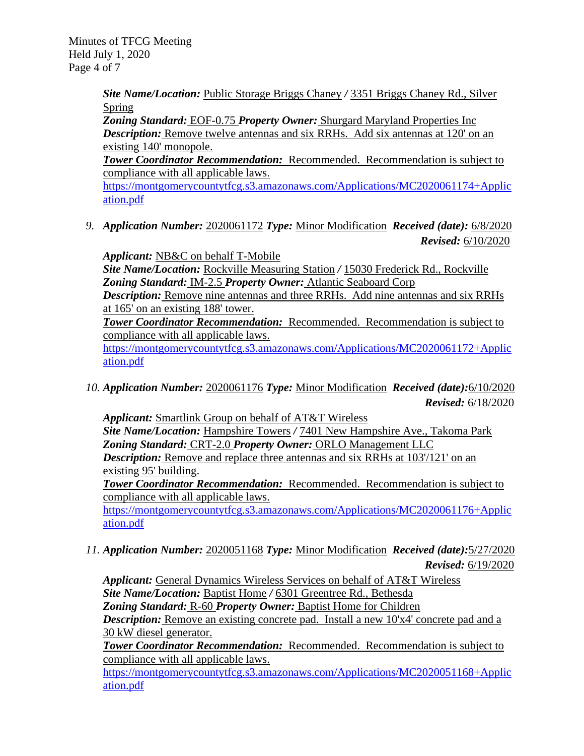***Site Name/Location:*** Public Storage Briggs Chaney / 3351 Briggs Chaney Rd., Silver Spring
***Zoning Standard:*** EOF-0.75 ***Property Owner:*** Shurgard Maryland Properties Inc
***Description:*** Remove twelve antennas and six RRHs. Add six antennas at 120' on an existing 140' monopole.
***Tower Coordinator Recommendation:*** Recommended. Recommendation is subject to compliance with all applicable laws.
https://montgomerycountytfcg.s3.amazonaws.com/Applications/MC2020061174+Application.pdf

9. ***Application Number:*** 2020061172 ***Type:*** Minor Modification ***Received (date):*** 6/8/2020 ***Revised:*** 6/10/2020

   ***Applicant:*** NB&C on behalf T-Mobile
   ***Site Name/Location:*** Rockville Measuring Station / 15030 Frederick Rd., Rockville
   ***Zoning Standard:*** IM-2.5 ***Property Owner:*** Atlantic Seaboard Corp
   ***Description:*** Remove nine antennas and three RRHs. Add nine antennas and six RRHs at 165' on an existing 188' tower.
   ***Tower Coordinator Recommendation:*** Recommended. Recommendation is subject to compliance with all applicable laws.
   https://montgomerycountytfcg.s3.amazonaws.com/Applications/MC2020061172+Application.pdf

10. ***Application Number:*** 2020061176 ***Type:*** Minor Modification ***Received (date):*** 6/10/2020 ***Revised:*** 6/18/2020

    ***Applicant:*** Smartlink Group on behalf of AT&T Wireless
    ***Site Name/Location:*** Hampshire Towers / 7401 New Hampshire Ave., Takoma Park
    ***Zoning Standard:*** CRT-2.0 ***Property Owner:*** ORLO Management LLC
    ***Description:*** Remove and replace three antennas and six RRHs at 103'/121' on an existing 95' building.
    ***Tower Coordinator Recommendation:*** Recommended. Recommendation is subject to compliance with all applicable laws.
    https://montgomerycountytfcg.s3.amazonaws.com/Applications/MC2020061176+Application.pdf

11. ***Application Number:*** 2020051168 ***Type:*** Minor Modification ***Received (date):*** 5/27/2020 ***Revised:*** 6/19/2020

    ***Applicant:*** General Dynamics Wireless Services on behalf of AT&T Wireless
    ***Site Name/Location:*** Baptist Home / 6301 Greentree Rd., Bethesda
    ***Zoning Standard:*** R-60 ***Property Owner:*** Baptist Home for Children
    ***Description:*** Remove an existing concrete pad. Install a new 10'x4' concrete pad and a 30 kW diesel generator.
    ***Tower Coordinator Recommendation:*** Recommended. Recommendation is subject to compliance with all applicable laws.
    https://montgomerycountytfcg.s3.amazonaws.com/Applications/MC2020051168+Application.pdf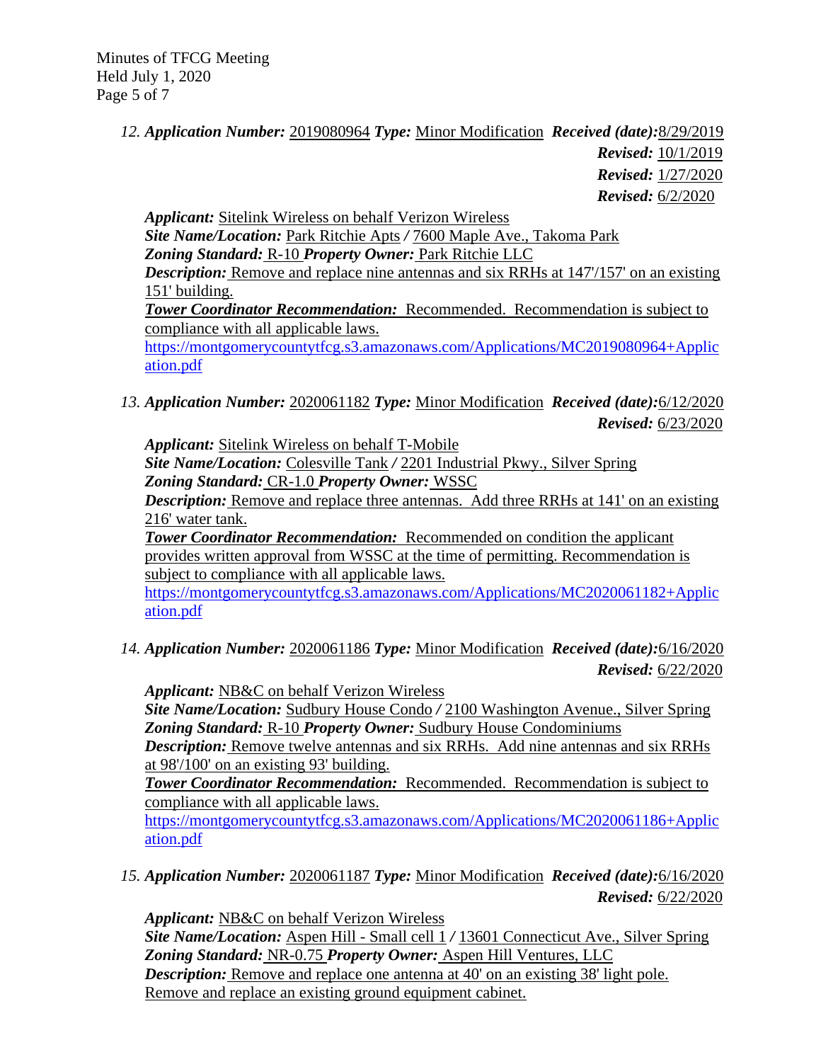12. ***Application Number:*** 2019080964 ***Type:*** Minor Modification ***Received (date):*** 8/29/2019
***Revised:*** 10/1/2019
***Revised:*** 1/27/2020
***Revised:*** 6/2/2020

***Applicant:*** Sitelink Wireless on behalf Verizon Wireless
***Site Name/Location:*** Park Ritchie Apts */* 7600 Maple Ave., Takoma Park
***Zoning Standard:*** R-10 ***Property Owner:*** Park Ritchie LLC
***Description:*** Remove and replace nine antennas and six RRHs at 147'/157' on an existing 151' building.
***Tower Coordinator Recommendation:*** Recommended. Recommendation is subject to compliance with all applicable laws.
https://montgomerycountytfcg.s3.amazonaws.com/Applications/MC2019080964+Application.pdf

13. ***Application Number:*** 2020061182 ***Type:*** Minor Modification ***Received (date):*** 6/12/2020
***Revised:*** 6/23/2020

***Applicant:*** Sitelink Wireless on behalf T-Mobile
***Site Name/Location:*** Colesville Tank */* 2201 Industrial Pkwy., Silver Spring
***Zoning Standard:*** CR-1.0 ***Property Owner:*** WSSC
***Description:*** Remove and replace three antennas. Add three RRHs at 141' on an existing 216' water tank.
***Tower Coordinator Recommendation:*** Recommended on condition the applicant provides written approval from WSSC at the time of permitting. Recommendation is subject to compliance with all applicable laws.
https://montgomerycountytfcg.s3.amazonaws.com/Applications/MC2020061182+Application.pdf

14. ***Application Number:*** 2020061186 ***Type:*** Minor Modification ***Received (date):*** 6/16/2020
***Revised:*** 6/22/2020

***Applicant:*** NB&C on behalf Verizon Wireless
***Site Name/Location:*** Sudbury House Condo */* 2100 Washington Avenue., Silver Spring
***Zoning Standard:*** R-10 ***Property Owner:*** Sudbury House Condominiums
***Description:*** Remove twelve antennas and six RRHs. Add nine antennas and six RRHs at 98'/100' on an existing 93' building.
***Tower Coordinator Recommendation:*** Recommended. Recommendation is subject to compliance with all applicable laws.
https://montgomerycountytfcg.s3.amazonaws.com/Applications/MC2020061186+Application.pdf

15. ***Application Number:*** 2020061187 ***Type:*** Minor Modification ***Received (date):*** 6/16/2020
***Revised:*** 6/22/2020

***Applicant:*** NB&C on behalf Verizon Wireless
***Site Name/Location:*** Aspen Hill - Small cell 1 */* 13601 Connecticut Ave., Silver Spring
***Zoning Standard:*** NR-0.75 ***Property Owner:*** Aspen Hill Ventures, LLC
***Description:*** Remove and replace one antenna at 40' on an existing 38' light pole. Remove and replace an existing ground equipment cabinet.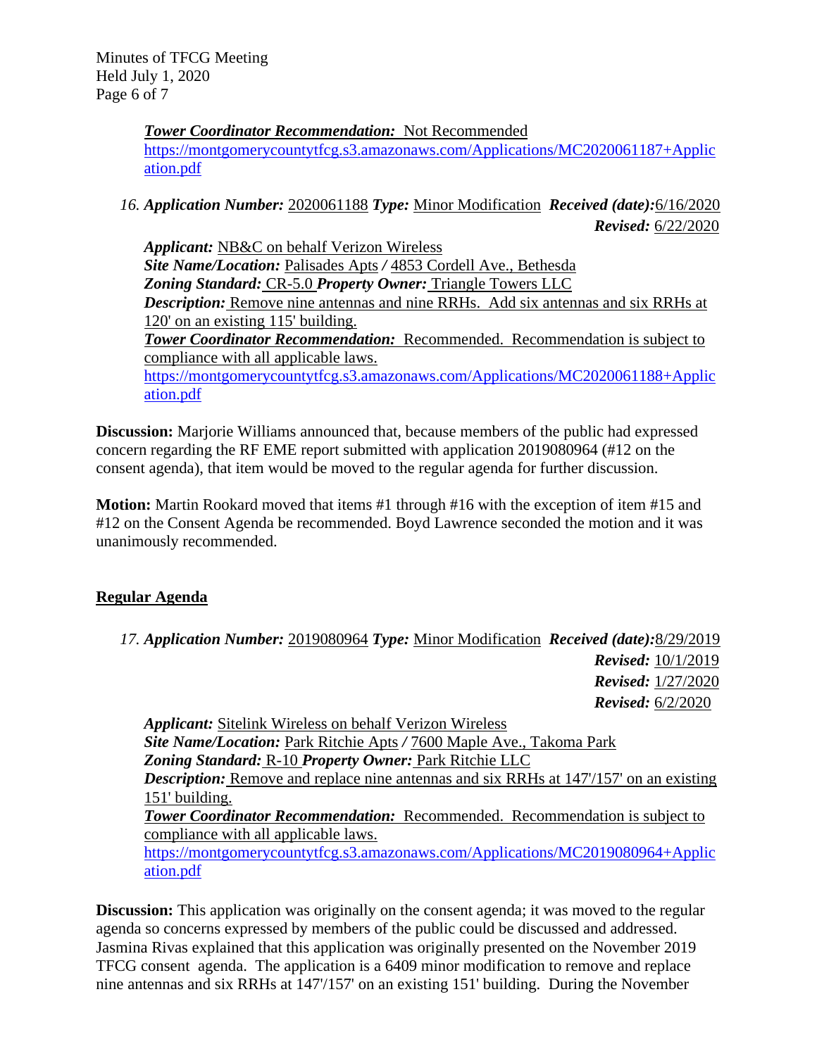***Tower Coordinator Recommendation:*** Not Recommended
https://montgomerycountytfcg.s3.amazonaws.com/Applications/MC2020061187+Application.pdf

16. ***Application Number:*** 2020061188 ***Type:*** Minor Modification ***Received (date):*** 6/16/2020
***Revised:*** 6/22/2020

***Applicant:*** NB&C on behalf Verizon Wireless
***Site Name/Location:*** Palisades Apts / 4853 Cordell Ave., Bethesda
***Zoning Standard:*** CR-5.0 ***Property Owner:*** Triangle Towers LLC
***Description:*** Remove nine antennas and nine RRHs. Add six antennas and six RRHs at 120' on an existing 115' building.
***Tower Coordinator Recommendation:*** Recommended. Recommendation is subject to compliance with all applicable laws.
https://montgomerycountytfcg.s3.amazonaws.com/Applications/MC2020061188+Application.pdf

**Discussion:** Marjorie Williams announced that, because members of the public had expressed concern regarding the RF EME report submitted with application 2019080964 (#12 on the consent agenda), that item would be moved to the regular agenda for further discussion.

**Motion:** Martin Rookard moved that items #1 through #16 with the exception of item #15 and #12 on the Consent Agenda be recommended. Boyd Lawrence seconded the motion and it was unanimously recommended.

## Regular Agenda

17. ***Application Number:*** 2019080964 ***Type:*** Minor Modification ***Received (date):*** 8/29/2019
***Revised:*** 10/1/2019
***Revised:*** 1/27/2020
***Revised:*** 6/2/2020

***Applicant:*** Sitelink Wireless on behalf Verizon Wireless
***Site Name/Location:*** Park Ritchie Apts / 7600 Maple Ave., Takoma Park
***Zoning Standard:*** R-10 ***Property Owner:*** Park Ritchie LLC
***Description:*** Remove and replace nine antennas and six RRHs at 147'/157' on an existing 151' building.
***Tower Coordinator Recommendation:*** Recommended. Recommendation is subject to compliance with all applicable laws.
https://montgomerycountytfcg.s3.amazonaws.com/Applications/MC2019080964+Application.pdf

**Discussion:** This application was originally on the consent agenda; it was moved to the regular agenda so concerns expressed by members of the public could be discussed and addressed. Jasmina Rivas explained that this application was originally presented on the November 2019 TFCG consent agenda. The application is a 6409 minor modification to remove and replace nine antennas and six RRHs at 147'/157' on an existing 151' building. During the November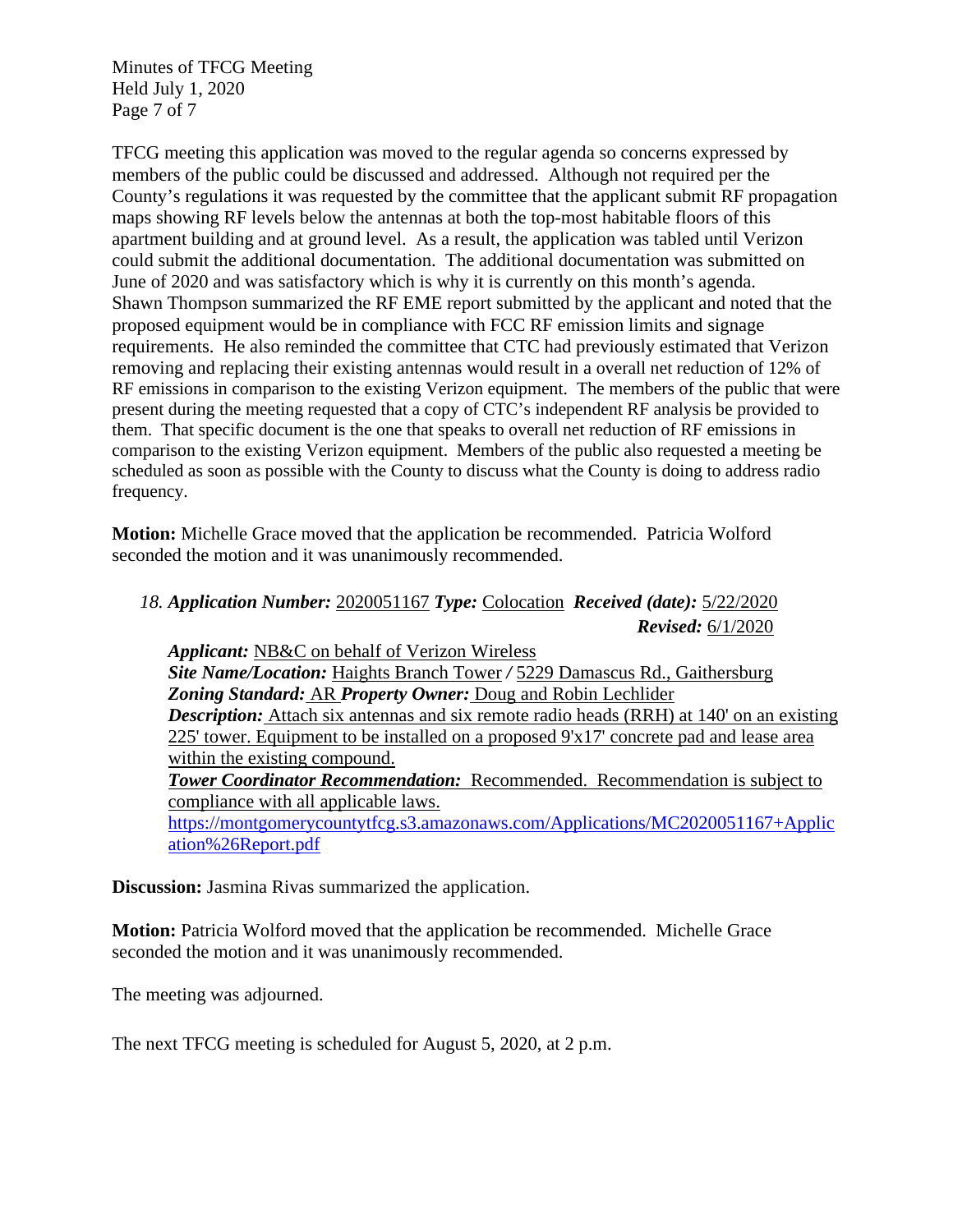TFCG meeting this application was moved to the regular agenda so concerns expressed by members of the public could be discussed and addressed. Although not required per the County's regulations it was requested by the committee that the applicant submit RF propagation maps showing RF levels below the antennas at both the top-most habitable floors of this apartment building and at ground level. As a result, the application was tabled until Verizon could submit the additional documentation. The additional documentation was submitted on June of 2020 and was satisfactory which is why it is currently on this month's agenda. Shawn Thompson summarized the RF EME report submitted by the applicant and noted that the proposed equipment would be in compliance with FCC RF emission limits and signage requirements. He also reminded the committee that CTC had previously estimated that Verizon removing and replacing their existing antennas would result in a overall net reduction of 12% of RF emissions in comparison to the existing Verizon equipment. The members of the public that were present during the meeting requested that a copy of CTC's independent RF analysis be provided to them. That specific document is the one that speaks to overall net reduction of RF emissions in comparison to the existing Verizon equipment. Members of the public also requested a meeting be scheduled as soon as possible with the County to discuss what the County is doing to address radio frequency.

**Motion:** Michelle Grace moved that the application be recommended. Patricia Wolford seconded the motion and it was unanimously recommended.

18. ***Application Number:*** 2020051167 ***Type:*** Colocation ***Received (date):*** 5/22/2020 ***Revised:*** 6/1/2020

***Applicant:*** NB&C on behalf of Verizon Wireless
***Site Name/Location:*** Haights Branch Tower / 5229 Damascus Rd., Gaithersburg
***Zoning Standard:*** AR ***Property Owner:*** Doug and Robin Lechlider
***Description:*** Attach six antennas and six remote radio heads (RRH) at 140' on an existing 225' tower. Equipment to be installed on a proposed 9'x17' concrete pad and lease area within the existing compound.
***Tower Coordinator Recommendation:*** Recommended. Recommendation is subject to compliance with all applicable laws.
https://montgomerycountytfcg.s3.amazonaws.com/Applications/MC2020051167+Application%26Report.pdf

**Discussion:** Jasmina Rivas summarized the application.

**Motion:** Patricia Wolford moved that the application be recommended. Michelle Grace seconded the motion and it was unanimously recommended.

The meeting was adjourned.

The next TFCG meeting is scheduled for August 5, 2020, at 2 p.m.